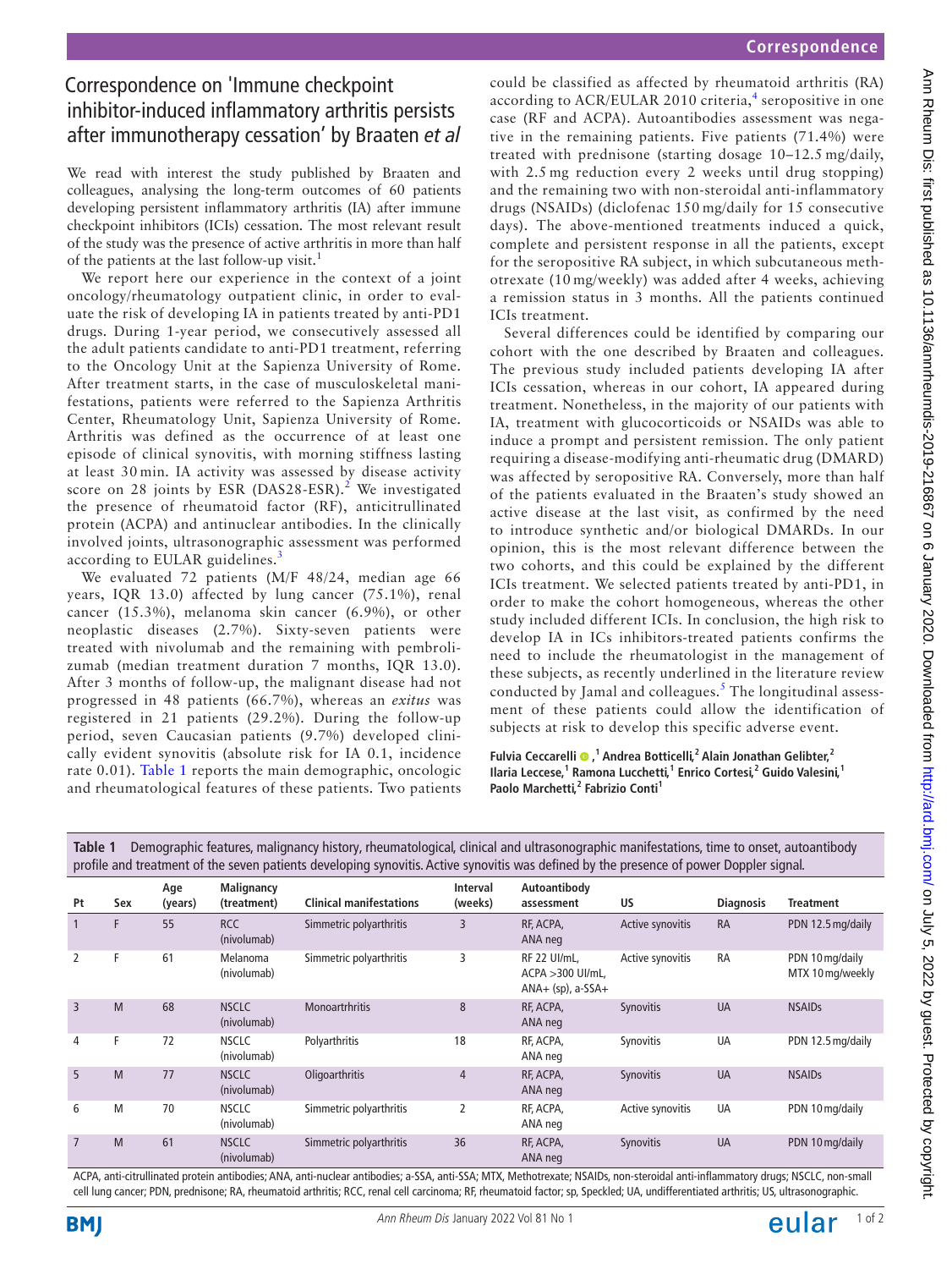# Correspondence on 'Immune checkpoint inhibitor-induced inflammatory arthritis persists after immunotherapy cessation' by Braaten *et al*

We read with interest the study published by Braaten and colleagues, analysing the long-term outcomes of 60 patients developing persistent inflammatory arthritis (IA) after immune checkpoint inhibitors (ICIs) cessation. The most relevant result of the study was the presence of active arthritis in more than half of the patients at the last follow-up visit.[1]

We report here our experience in the context of a joint oncology/rheumatology outpatient clinic, in order to evaluate the risk of developing IA in patients treated by anti-PD1 drugs. During 1-year period, we consecutively assessed all the adult patients candidate to anti-PD1 treatment, referring to the Oncology Unit at the Sapienza University of Rome. After treatment starts, in the case of musculoskeletal manifestations, patients were referred to the Sapienza Arthritis Center, Rheumatology Unit, Sapienza University of Rome. Arthritis was defined as the occurrence of at least one episode of clinical synovitis, with morning stiffness lasting at least 30 min. IA activity was assessed by disease activity score on 28 joints by ESR (DAS28-ESR).[2] We investigated the presence of rheumatoid factor (RF), anticitrullinated protein (ACPA) and antinuclear antibodies. In the clinically involved joints, ultrasonographic assessment was performed according to EULAR guidelines.[3]

We evaluated 72 patients (M/F 48/24, median age 66 years, IQR 13.0) affected by lung cancer (75.1%), renal cancer (15.3%), melanoma skin cancer (6.9%), or other neoplastic diseases (2.7%). Sixty-seven patients were treated with nivolumab and the remaining with pembrolizumab (median treatment duration 7 months, IQR 13.0). After 3 months of follow-up, the malignant disease had not progressed in 48 patients (66.7%), whereas an *exitus* was registered in 21 patients (29.2%). During the follow-up period, seven Caucasian patients (9.7%) developed clinically evident synovitis (absolute risk for IA 0.1, incidence rate 0.01). Table 1 reports the main demographic, oncologic and rheumatological features of these patients. Two patients could be classified as affected by rheumatoid arthritis (RA) according to ACR/EULAR 2010 criteria,[4] seropositive in one case (RF and ACPA). Autoantibodies assessment was negative in the remaining patients. Five patients (71.4%) were treated with prednisone (starting dosage 10–12.5 mg/daily, with 2.5 mg reduction every 2 weeks until drug stopping) and the remaining two with non-steroidal anti-inflammatory drugs (NSAIDs) (diclofenac 150 mg/daily for 15 consecutive days). The above-mentioned treatments induced a quick, complete and persistent response in all the patients, except for the seropositive RA subject, in which subcutaneous methotrexate (10 mg/weekly) was added after 4 weeks, achieving a remission status in 3 months. All the patients continued ICIs treatment.

Several differences could be identified by comparing our cohort with the one described by Braaten and colleagues. The previous study included patients developing IA after ICIs cessation, whereas in our cohort, IA appeared during treatment. Nonetheless, in the majority of our patients with IA, treatment with glucocorticoids or NSAIDs was able to induce a prompt and persistent remission. The only patient requiring a disease-modifying anti-rheumatic drug (DMARD) was affected by seropositive RA. Conversely, more than half of the patients evaluated in the Braaten's study showed an active disease at the last visit, as confirmed by the need to introduce synthetic and/or biological DMARDs. In our opinion, this is the most relevant difference between the two cohorts, and this could be explained by the different ICIs treatment. We selected patients treated by anti-PD1, in order to make the cohort homogeneous, whereas the other study included different ICIs. In conclusion, the high risk to develop IA in ICs inhibitors-treated patients confirms the need to include the rheumatologist in the management of these subjects, as recently underlined in the literature review conducted by Jamal and colleagues.[5] The longitudinal assessment of these patients could allow the identification of subjects at risk to develop this specific adverse event.

**Fulvia Ceccarelli**[1], **Andrea Botticelli**[2], **Alain Jonathan Gelibter**[2], **Ilaria Leccese**[1], **Ramona Lucchetti**[1], **Enrico Cortesi**[2], **Guido Valesini**[1], **Paolo Marchetti**[2], **Fabrizio Conti**[1]

**Table 1** Demographic features, malignancy history, rheumatological, clinical and ultrasonographic manifestations, time to onset, autoantibody profile and treatment of the seven patients developing synovitis. Active synovitis was defined by the presence of power Doppler signal.

| Pt | Sex | Age (years) | Malignancy (treatment) | Clinical manifestations | Interval (weeks) | Autoantibody assessment | US | Diagnosis | Treatment |
|---|---|---|---|---|---|---|---|---|---|
| 1 | F | 55 | RCC (nivolumab) | Simmetric polyarthritis | 3 | RF, ACPA, ANA neg | Active synovitis | RA | PDN 12.5 mg/daily |
| 2 | F | 61 | Melanoma (nivolumab) | Simmetric polyarthritis | 3 | RF 22 UI/mL, ACPA >300 UI/mL, ANA+ (sp), a-SSA+ | Active synovitis | RA | PDN 10 mg/daily MTX 10 mg/weekly |
| 3 | M | 68 | NSCLC (nivolumab) | Monoartrhritis | 8 | RF, ACPA, ANA neg | Synovitis | UA | NSAIDs |
| 4 | F | 72 | NSCLC (nivolumab) | Polyarthritis | 18 | RF, ACPA, ANA neg | Synovitis | UA | PDN 12.5 mg/daily |
| 5 | M | 77 | NSCLC (nivolumab) | Oligoarthritis | 4 | RF, ACPA, ANA neg | Synovitis | UA | NSAIDs |
| 6 | M | 70 | NSCLC (nivolumab) | Simmetric polyarthritis | 2 | RF, ACPA, ANA neg | Active synovitis | UA | PDN 10 mg/daily |
| 7 | M | 61 | NSCLC (nivolumab) | Simmetric polyarthritis | 36 | RF, ACPA, ANA neg | Synovitis | UA | PDN 10 mg/daily |

ACPA, anti-citrullinated protein antibodies; ANA, anti-nuclear antibodies; a-SSA, anti-SSA; MTX, Methotrexate; NSAIDs, non-steroidal anti-inflammatory drugs; NSCLC, non-small cell lung cancer; PDN, prednisone; RA, rheumatoid arthritis; RCC, renal cell carcinoma; RF, rheumatoid factor; sp, Speckled; UA, undifferentiated arthritis; US, ultrasonographic.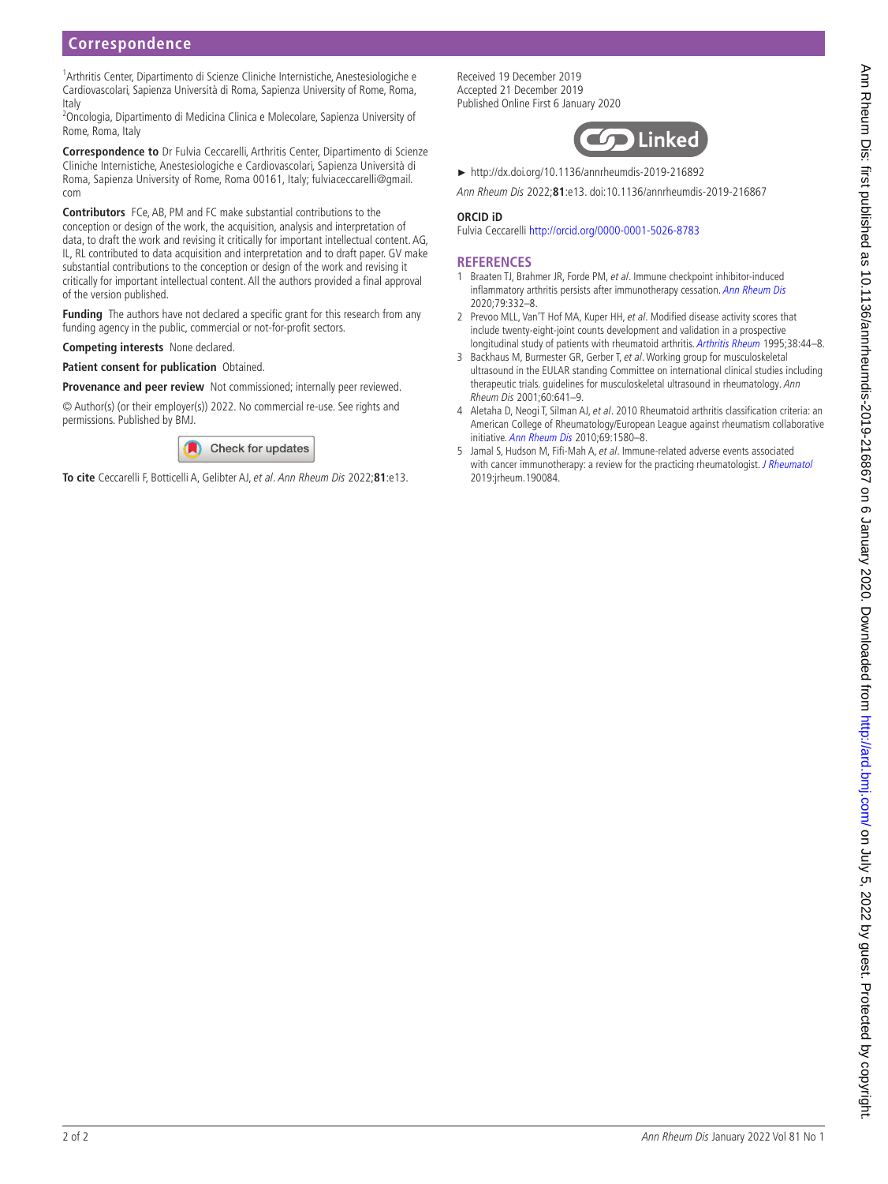[1]Arthritis Center, Dipartimento di Scienze Cliniche Internistiche, Anestesiologiche e Cardiovascolari, Sapienza Università di Roma, Sapienza University of Rome, Roma, Italy
[2]Oncologia, Dipartimento di Medicina Clinica e Molecolare, Sapienza University of Rome, Roma, Italy

**Correspondence to** Dr Fulvia Ceccarelli, Arthritis Center, Dipartimento di Scienze Cliniche Internistiche, Anestesiologiche e Cardiovascolari, Sapienza Università di Roma, Sapienza University of Rome, Roma 00161, Italy; fulviaceccarelli@gmail.com

**Contributors** FCe, AB, PM and FC make substantial contributions to the conception or design of the work, the acquisition, analysis and interpretation of data, to draft the work and revising it critically for important intellectual content. AG, IL, RL contributed to data acquisition and interpretation and to draft paper. GV make substantial contributions to the conception or design of the work and revising it critically for important intellectual content. All the authors provided a final approval of the version published.

**Funding** The authors have not declared a specific grant for this research from any funding agency in the public, commercial or not-for-profit sectors.

**Competing interests** None declared.

**Patient consent for publication** Obtained.

**Provenance and peer review** Not commissioned; internally peer reviewed.

© Author(s) (or their employer(s)) 2022. No commercial re-use. See rights and permissions. Published by BMJ.

**To cite** Ceccarelli F, Botticelli A, Gelibter AJ, *et al*. *Ann Rheum Dis* 2022;**81**:e13.

Received 19 December 2019
Accepted 21 December 2019
Published Online First 6 January 2020

► http://dx.doi.org/10.1136/annrheumdis-2019-216892

*Ann Rheum Dis* 2022;**81**:e13. doi:10.1136/annrheumdis-2019-216867

**ORCID iD**
Fulvia Ceccarelli http://orcid.org/0000-0001-5026-8783

## REFERENCES

1. Braaten TJ, Brahmer JR, Forde PM, *et al*. Immune checkpoint inhibitor-induced inflammatory arthritis persists after immunotherapy cessation. *Ann Rheum Dis* 2020;79:332–8.
2. Prevoo MLL, Van'T Hof MA, Kuper HH, *et al*. Modified disease activity scores that include twenty-eight-joint counts development and validation in a prospective longitudinal study of patients with rheumatoid arthritis. *Arthritis Rheum* 1995;38:44–8.
3. Backhaus M, Burmester GR, Gerber T, *et al*. Working group for musculoskeletal ultrasound in the EULAR standing Committee on international clinical studies including therapeutic trials. guidelines for musculoskeletal ultrasound in rheumatology. *Ann Rheum Dis* 2001;60:641–9.
4. Aletaha D, Neogi T, Silman AJ, *et al*. 2010 Rheumatoid arthritis classification criteria: an American College of Rheumatology/European League against rheumatism collaborative initiative. *Ann Rheum Dis* 2010;69:1580–8.
5. Jamal S, Hudson M, Fifi-Mah A, *et al*. Immune-related adverse events associated with cancer immunotherapy: a review for the practicing rheumatologist. *J Rheumatol* 2019:jrheum.190084.